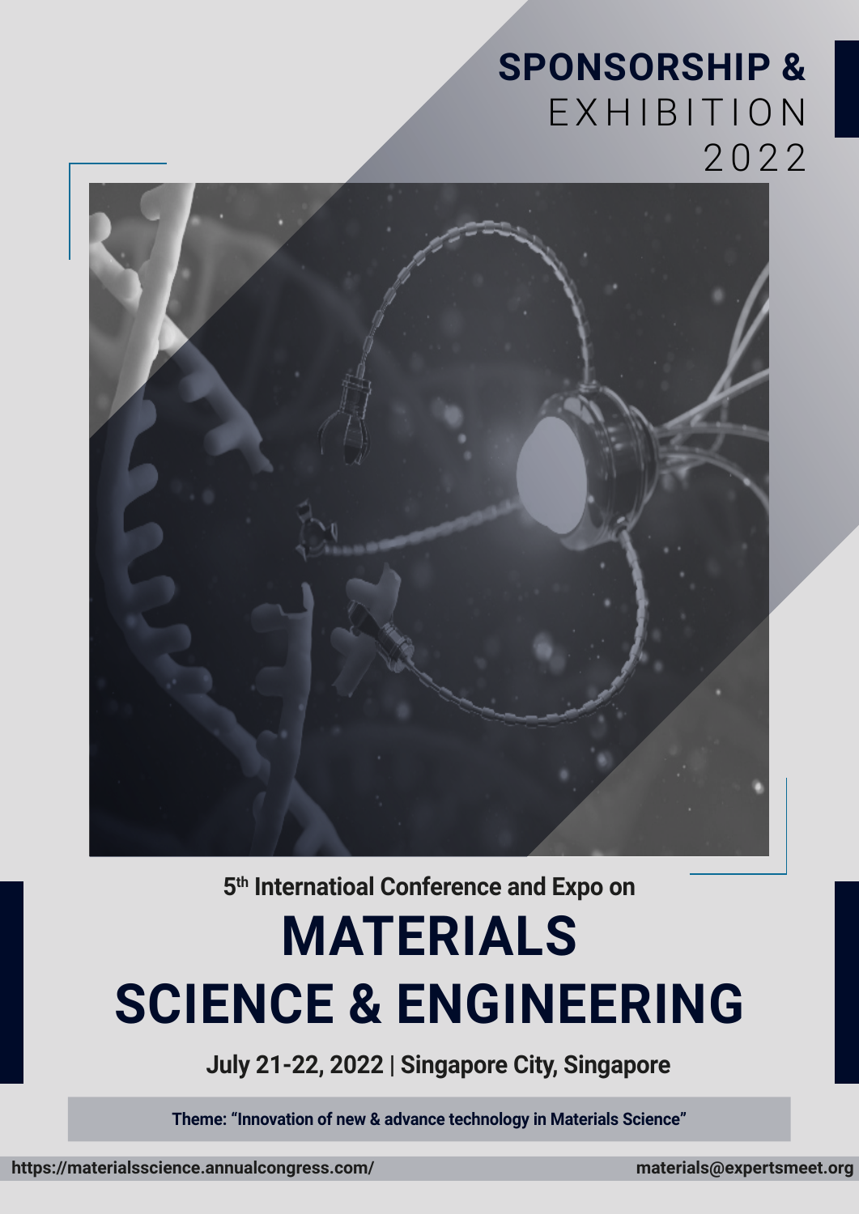# SPONSORSHIP & EXHIBITION 2022

5th Internatioal Conference and Expo on

# MATERIALS SCIENCE & ENGINEERING

**July 21-22, 2022 | Singapore City, Singapore**

**Theme: "Innovation of new & advance technology in Materials Science"**

https://materialsscience.annualcongress.com/ materials@expertsmeet.org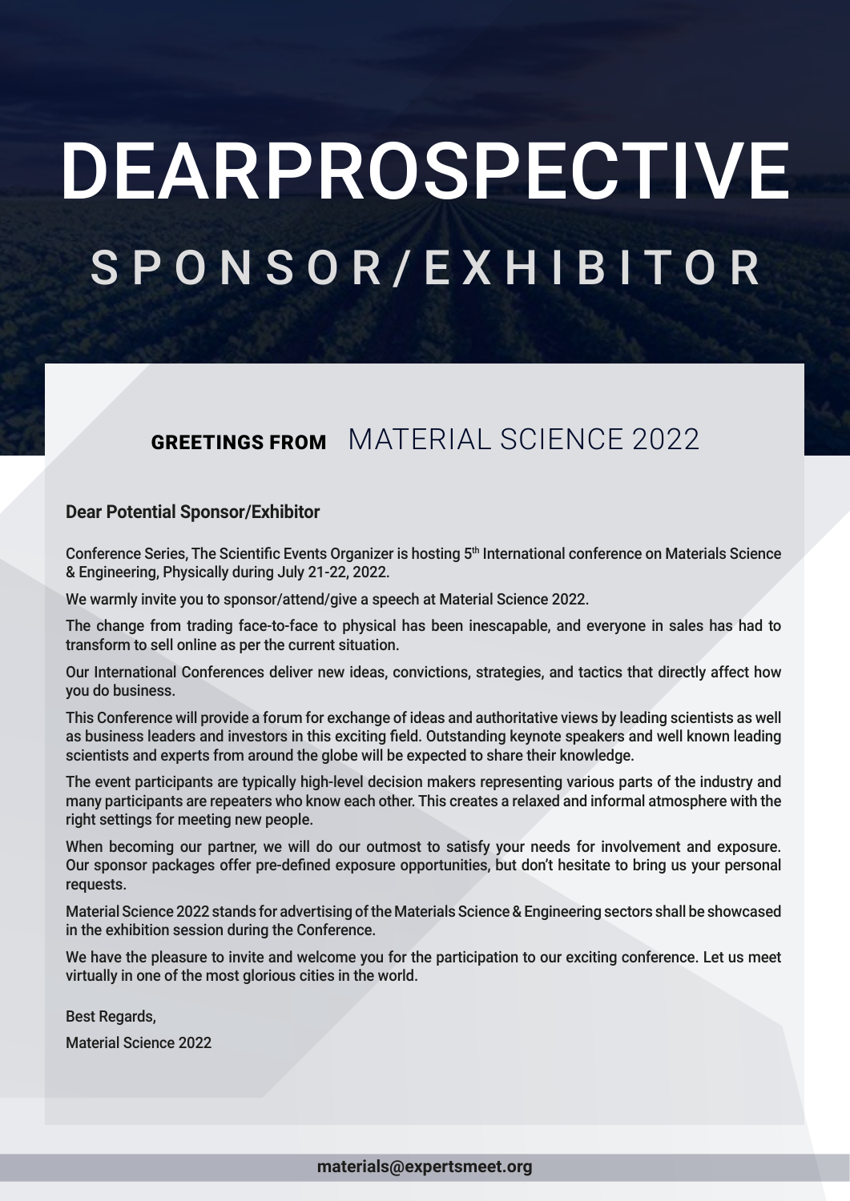# DEARPROSPECTIVE

## SPONSOR/EXHIBITOR

### GREETINGS FROM MATERIAL SCIENCE 2022

**Dear Potential Sponsor/Exhibitor**

Conference Series, The Scientific Events Organizer is hosting 5th International conference on Materials Science & Engineering, Physically during July 21-22, 2022.

We warmly invite you to sponsor/attend/give a speech at Material Science 2022.

The change from trading face-to-face to physical has been inescapable, and everyone in sales has had to transform to sell online as per the current situation.

Our International Conferences deliver new ideas, convictions, strategies, and tactics that directly affect how you do business.

This Conference will provide a forum for exchange of ideas and authoritative views by leading scientists as well as business leaders and investors in this exciting field. Outstanding keynote speakers and well known leading scientists and experts from around the globe will be expected to share their knowledge.

The event participants are typically high-level decision makers representing various parts of the industry and many participants are repeaters who know each other. This creates a relaxed and informal atmosphere with the right settings for meeting new people.

When becoming our partner, we will do our outmost to satisfy your needs for involvement and exposure. Our sponsor packages offer pre-defined exposure opportunities, but don't hesitate to bring us your personal requests.

Material Science 2022 stands for advertising of the Materials Science & Engineering sectors shall be showcased in the exhibition session during the Conference.

We have the pleasure to invite and welcome you for the participation to our exciting conference. Let us meet virtually in one of the most glorious cities in the world.

Best Regards,

Material Science 2022

**materials@expertsmeet.org**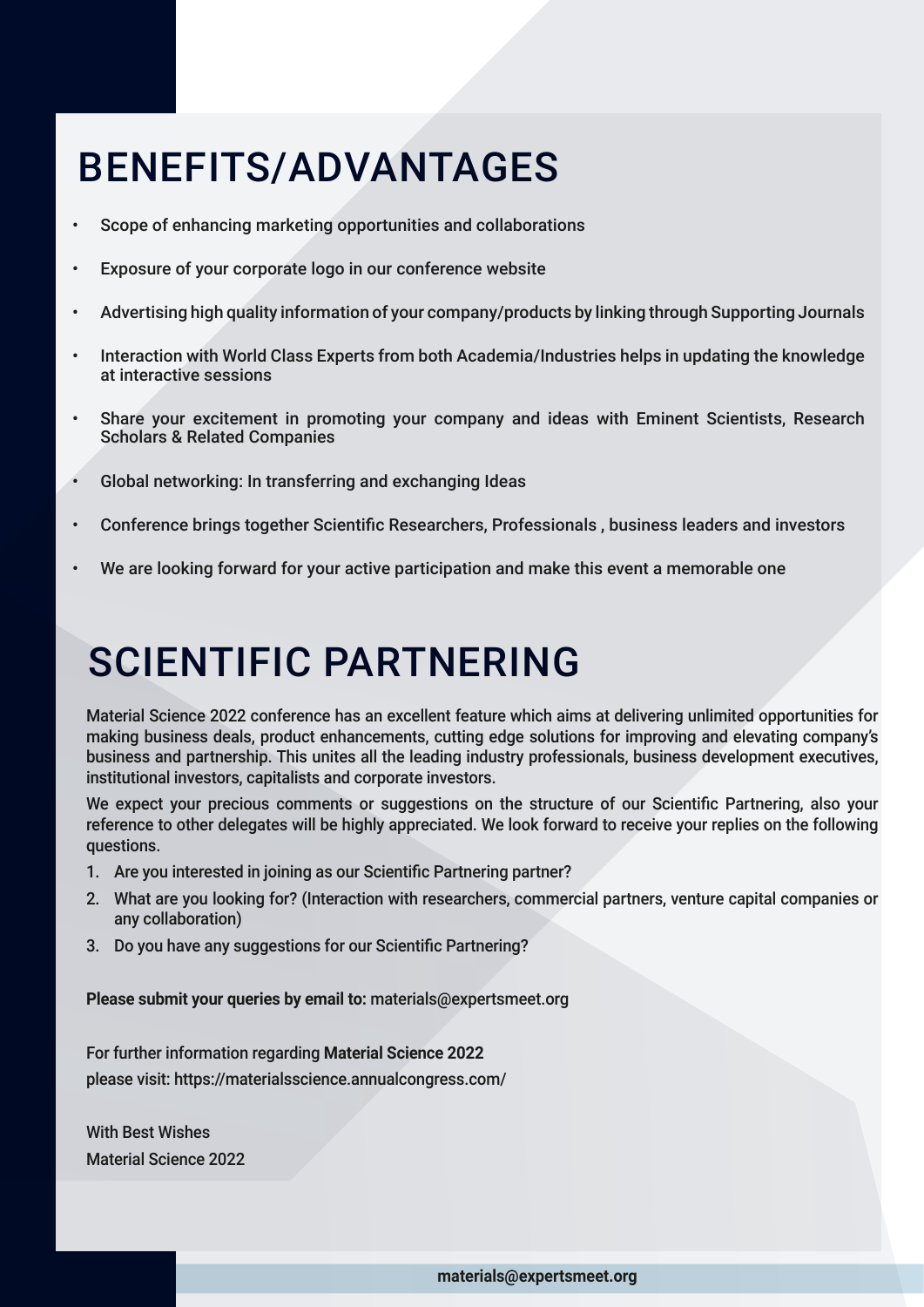# BENEFITS/ADVANTAGES

- Scope of enhancing marketing opportunities and collaborations
- Exposure of your corporate logo in our conference website
- Advertising high quality information of your company/products by linking through Supporting Journals
- Interaction with World Class Experts from both Academia/Industries helps in updating the knowledge at interactive sessions
- Share your excitement in promoting your company and ideas with Eminent Scientists, Research Scholars & Related Companies
- Global networking: In transferring and exchanging Ideas
- Conference brings together Scientific Researchers, Professionals , business leaders and investors
- We are looking forward for your active participation and make this event a memorable one

# SCIENTIFIC PARTNERING

Material Science 2022 conference has an excellent feature which aims at delivering unlimited opportunities for making business deals, product enhancements, cutting edge solutions for improving and elevating company's business and partnership. This unites all the leading industry professionals, business development executives, institutional investors, capitalists and corporate investors.

We expect your precious comments or suggestions on the structure of our Scientific Partnering, also your reference to other delegates will be highly appreciated. We look forward to receive your replies on the following questions.

1. Are you interested in joining as our Scientific Partnering partner?
2. What are you looking for? (Interaction with researchers, commercial partners, venture capital companies or any collaboration)
3. Do you have any suggestions for our Scientific Partnering?

**Please submit your queries by email to:** materials@expertsmeet.org

For further information regarding **Material Science 2022**
please visit: https://materialsscience.annualcongress.com/

With Best Wishes
Material Science 2022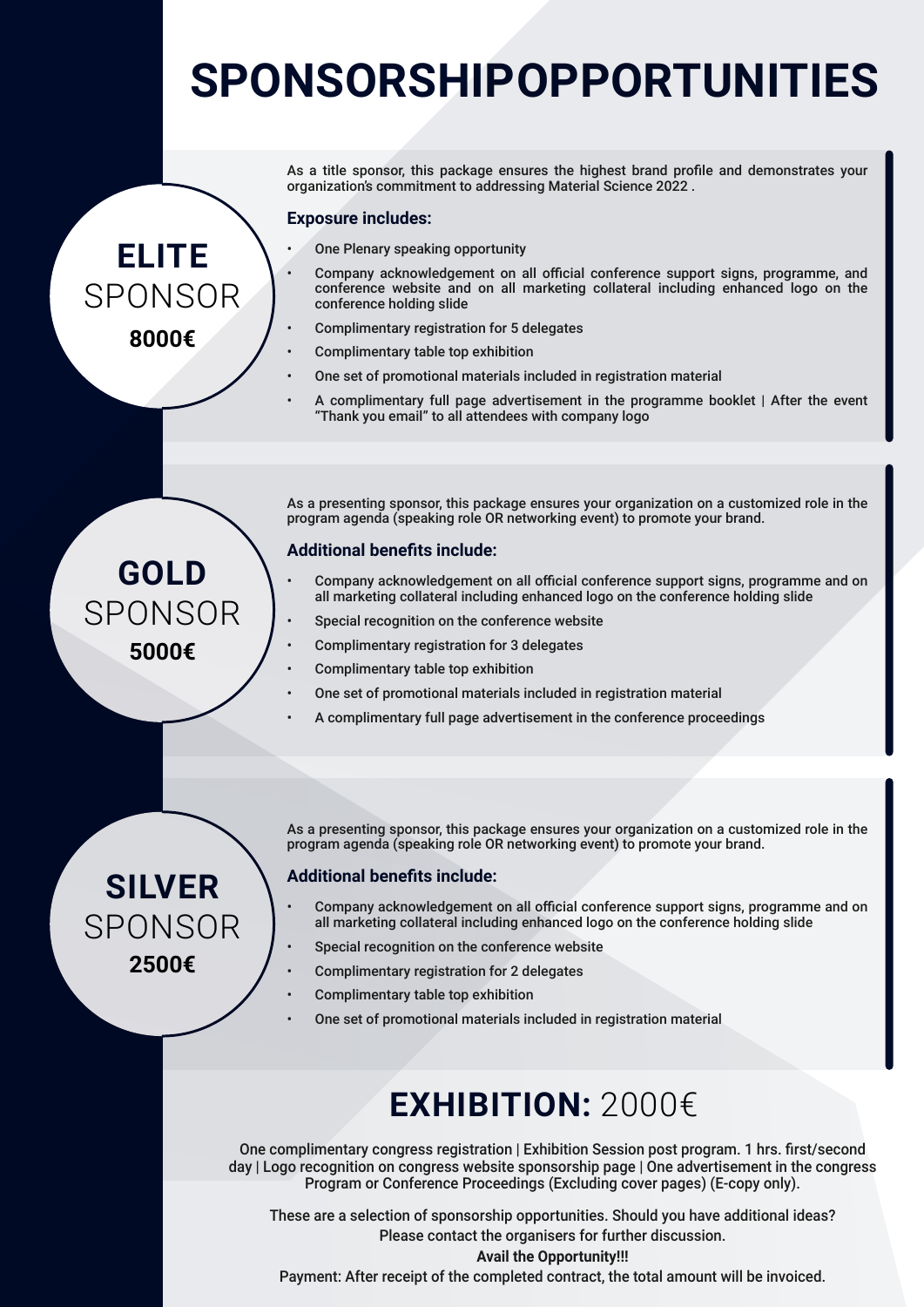# SPONSORSHIPOPPORTUNITIES

## ELITE SPONSOR

**8000€**

As a title sponsor, this package ensures the highest brand profile and demonstrates your organization's commitment to addressing Material Science 2022 .

**Exposure includes:**

- One Plenary speaking opportunity
- Company acknowledgement on all official conference support signs, programme, and conference website and on all marketing collateral including enhanced logo on the conference holding slide
- Complimentary registration for 5 delegates
- Complimentary table top exhibition
- One set of promotional materials included in registration material
- A complimentary full page advertisement in the programme booklet | After the event "Thank you email" to all attendees with company logo

## GOLD SPONSOR

**5000€**

As a presenting sponsor, this package ensures your organization on a customized role in the program agenda (speaking role OR networking event) to promote your brand.

**Additional benefits include:**

- Company acknowledgement on all official conference support signs, programme and on all marketing collateral including enhanced logo on the conference holding slide
- Special recognition on the conference website
- Complimentary registration for 3 delegates
- Complimentary table top exhibition
- One set of promotional materials included in registration material
- A complimentary full page advertisement in the conference proceedings

## SILVER SPONSOR

**2500€**

As a presenting sponsor, this package ensures your organization on a customized role in the program agenda (speaking role OR networking event) to promote your brand.

**Additional benefits include:**

- Company acknowledgement on all official conference support signs, programme and on all marketing collateral including enhanced logo on the conference holding slide
- Special recognition on the conference website
- Complimentary registration for 2 delegates
- Complimentary table top exhibition
- One set of promotional materials included in registration material

## EXHIBITION: 2000€

One complimentary congress registration | Exhibition Session post program. 1 hrs. first/second day | Logo recognition on congress website sponsorship page | One advertisement in the congress Program or Conference Proceedings (Excluding cover pages) (E-copy only).

These are a selection of sponsorship opportunities. Should you have additional ideas? Please contact the organisers for further discussion.

**Avail the Opportunity!!!**

Payment: After receipt of the completed contract, the total amount will be invoiced.